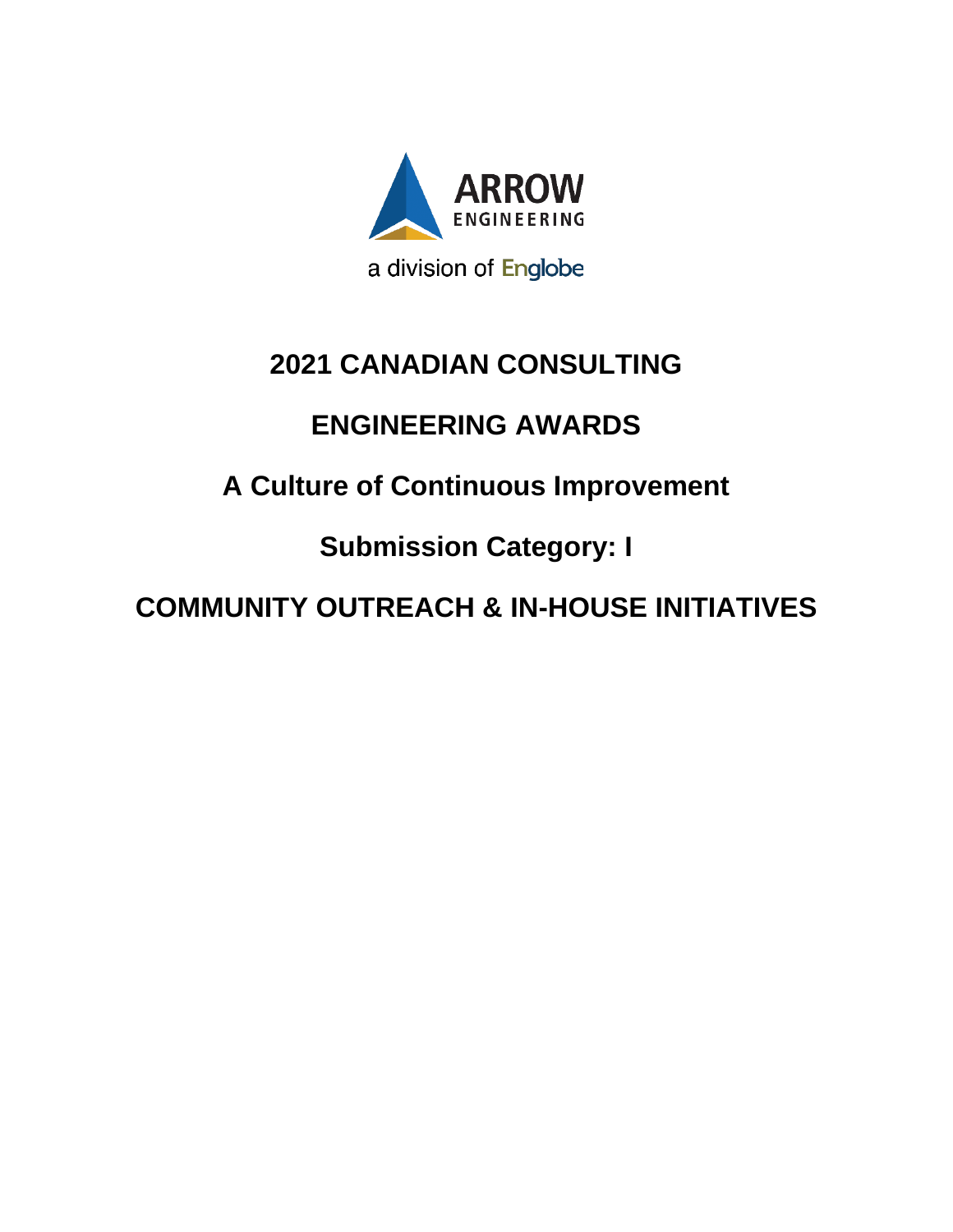ARROW ENGINEERING

a division of Englobe

# 2021 CANADIAN CONSULTING

# ENGINEERING AWARDS

## A Culture of Continuous Improvement

## Submission Category: I

## COMMUNITY OUTREACH & IN-HOUSE INITIATIVES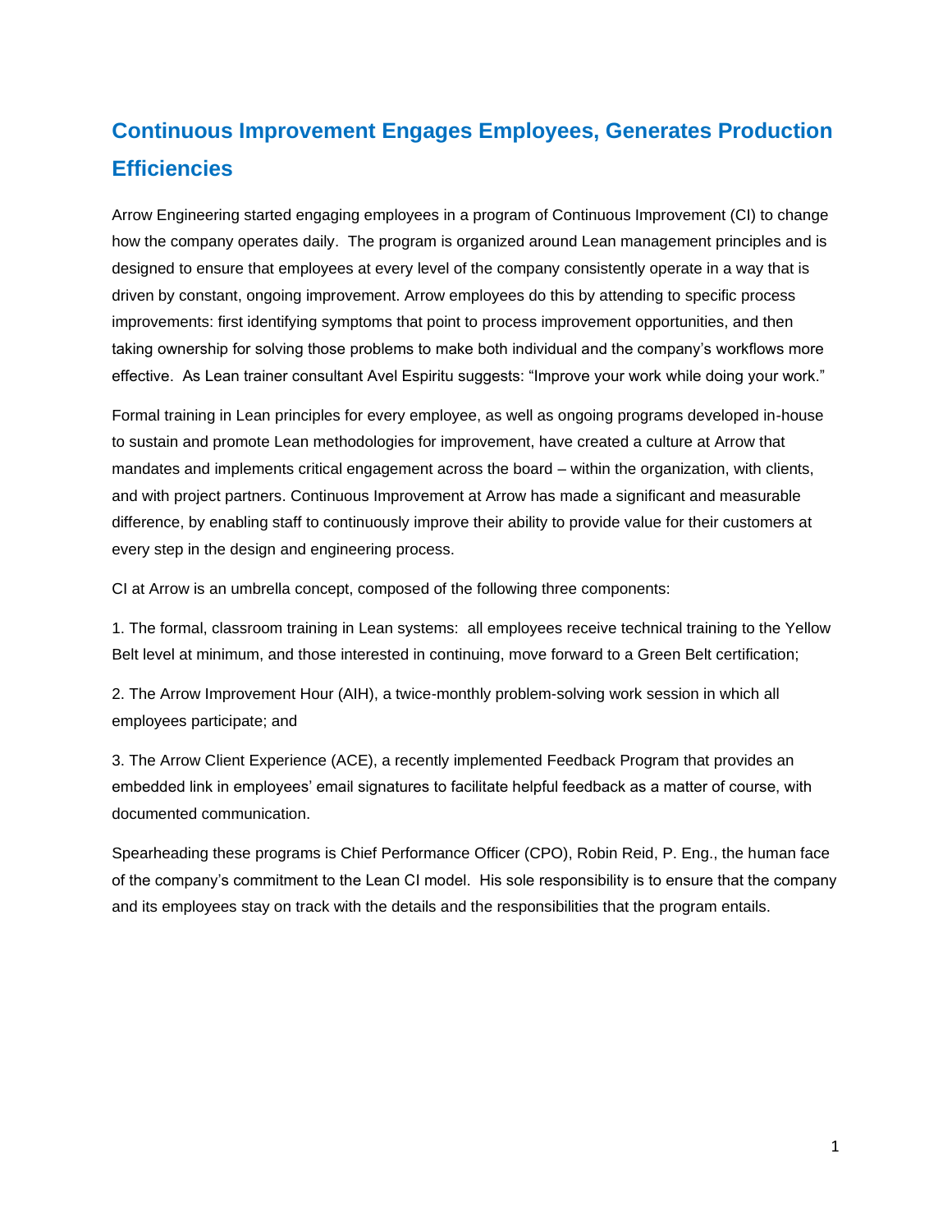## Continuous Improvement Engages Employees, Generates Production Efficiencies

Arrow Engineering started engaging employees in a program of Continuous Improvement (CI) to change how the company operates daily. The program is organized around Lean management principles and is designed to ensure that employees at every level of the company consistently operate in a way that is driven by constant, ongoing improvement. Arrow employees do this by attending to specific process improvements: first identifying symptoms that point to process improvement opportunities, and then taking ownership for solving those problems to make both individual and the company's workflows more effective. As Lean trainer consultant Avel Espiritu suggests: "Improve your work while doing your work."

Formal training in Lean principles for every employee, as well as ongoing programs developed in-house to sustain and promote Lean methodologies for improvement, have created a culture at Arrow that mandates and implements critical engagement across the board – within the organization, with clients, and with project partners. Continuous Improvement at Arrow has made a significant and measurable difference, by enabling staff to continuously improve their ability to provide value for their customers at every step in the design and engineering process.

CI at Arrow is an umbrella concept, composed of the following three components:

1. The formal, classroom training in Lean systems: all employees receive technical training to the Yellow Belt level at minimum, and those interested in continuing, move forward to a Green Belt certification;

2. The Arrow Improvement Hour (AIH), a twice-monthly problem-solving work session in which all employees participate; and

3. The Arrow Client Experience (ACE), a recently implemented Feedback Program that provides an embedded link in employees' email signatures to facilitate helpful feedback as a matter of course, with documented communication.

Spearheading these programs is Chief Performance Officer (CPO), Robin Reid, P. Eng., the human face of the company's commitment to the Lean CI model. His sole responsibility is to ensure that the company and its employees stay on track with the details and the responsibilities that the program entails.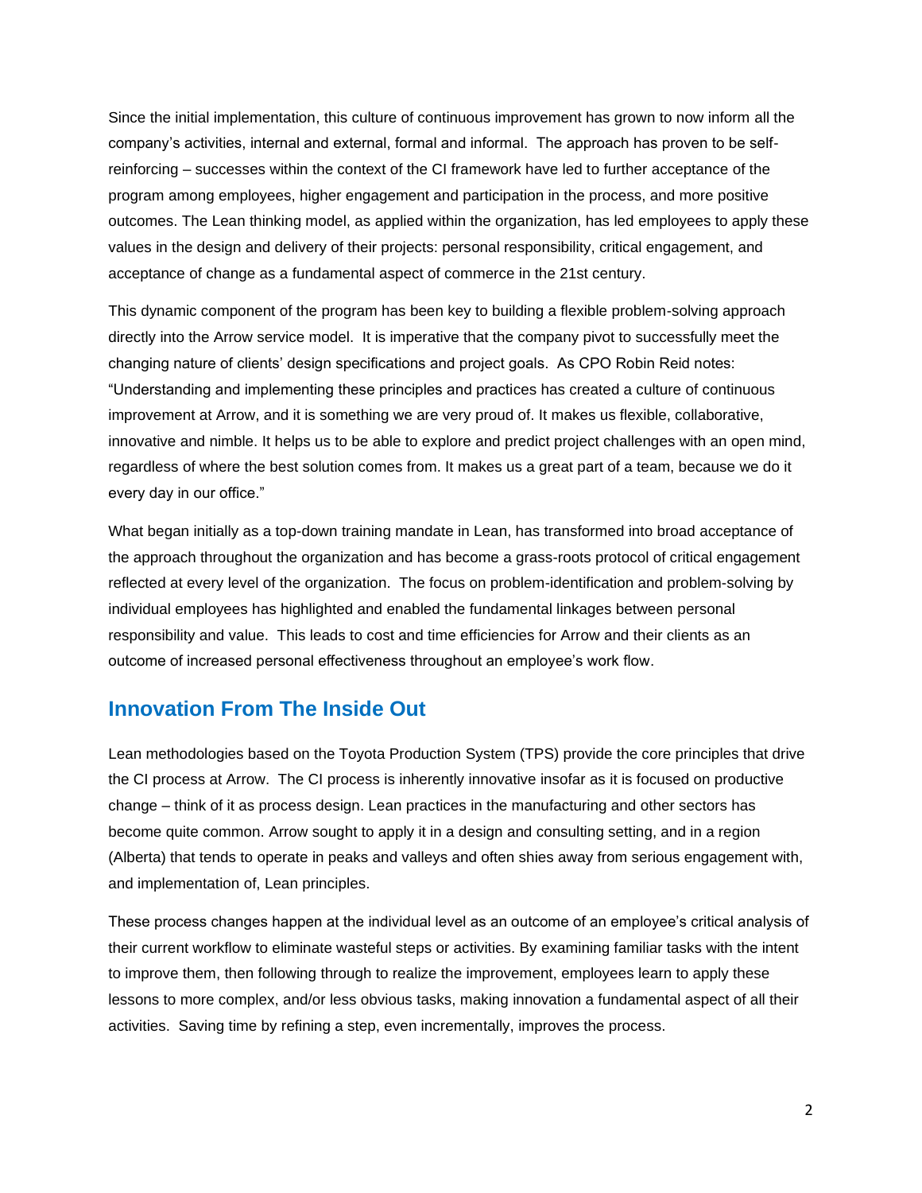Since the initial implementation, this culture of continuous improvement has grown to now inform all the company's activities, internal and external, formal and informal. The approach has proven to be self-reinforcing – successes within the context of the CI framework have led to further acceptance of the program among employees, higher engagement and participation in the process, and more positive outcomes. The Lean thinking model, as applied within the organization, has led employees to apply these values in the design and delivery of their projects: personal responsibility, critical engagement, and acceptance of change as a fundamental aspect of commerce in the 21st century.

This dynamic component of the program has been key to building a flexible problem-solving approach directly into the Arrow service model. It is imperative that the company pivot to successfully meet the changing nature of clients' design specifications and project goals. As CPO Robin Reid notes: "Understanding and implementing these principles and practices has created a culture of continuous improvement at Arrow, and it is something we are very proud of. It makes us flexible, collaborative, innovative and nimble. It helps us to be able to explore and predict project challenges with an open mind, regardless of where the best solution comes from. It makes us a great part of a team, because we do it every day in our office."

What began initially as a top-down training mandate in Lean, has transformed into broad acceptance of the approach throughout the organization and has become a grass-roots protocol of critical engagement reflected at every level of the organization. The focus on problem-identification and problem-solving by individual employees has highlighted and enabled the fundamental linkages between personal responsibility and value. This leads to cost and time efficiencies for Arrow and their clients as an outcome of increased personal effectiveness throughout an employee's work flow.

## Innovation From The Inside Out

Lean methodologies based on the Toyota Production System (TPS) provide the core principles that drive the CI process at Arrow. The CI process is inherently innovative insofar as it is focused on productive change – think of it as process design. Lean practices in the manufacturing and other sectors has become quite common. Arrow sought to apply it in a design and consulting setting, and in a region (Alberta) that tends to operate in peaks and valleys and often shies away from serious engagement with, and implementation of, Lean principles.

These process changes happen at the individual level as an outcome of an employee's critical analysis of their current workflow to eliminate wasteful steps or activities. By examining familiar tasks with the intent to improve them, then following through to realize the improvement, employees learn to apply these lessons to more complex, and/or less obvious tasks, making innovation a fundamental aspect of all their activities. Saving time by refining a step, even incrementally, improves the process.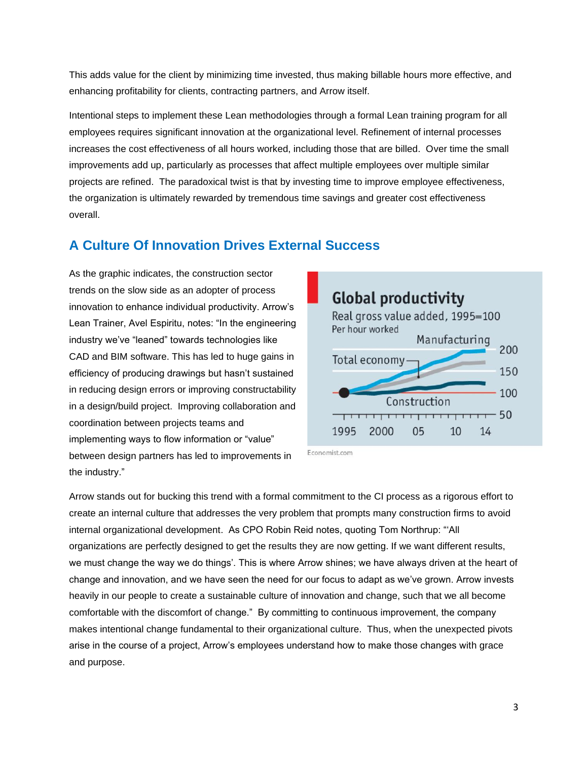This adds value for the client by minimizing time invested, thus making billable hours more effective, and enhancing profitability for clients, contracting partners, and Arrow itself.

Intentional steps to implement these Lean methodologies through a formal Lean training program for all employees requires significant innovation at the organizational level. Refinement of internal processes increases the cost effectiveness of all hours worked, including those that are billed. Over time the small improvements add up, particularly as processes that affect multiple employees over multiple similar projects are refined. The paradoxical twist is that by investing time to improve employee effectiveness, the organization is ultimately rewarded by tremendous time savings and greater cost effectiveness overall.

## A Culture Of Innovation Drives External Success

As the graphic indicates, the construction sector trends on the slow side as an adopter of process innovation to enhance individual productivity. Arrow's Lean Trainer, Avel Espiritu, notes: "In the engineering industry we've "leaned" towards technologies like CAD and BIM software. This has led to huge gains in efficiency of producing drawings but hasn't sustained in reducing design errors or improving constructability in a design/build project. Improving collaboration and coordination between projects teams and implementing ways to flow information or "value" between design partners has led to improvements in the industry."

**Global productivity**

Real gross value added, 1995=100

Per hour worked

Manufacturing, Total economy, Construction

1995, 2000, 05, 10, 14

Economist.com

Arrow stands out for bucking this trend with a formal commitment to the CI process as a rigorous effort to create an internal culture that addresses the very problem that prompts many construction firms to avoid internal organizational development. As CPO Robin Reid notes, quoting Tom Northrup: "'All organizations are perfectly designed to get the results they are now getting. If we want different results, we must change the way we do things'. This is where Arrow shines; we have always driven at the heart of change and innovation, and we have seen the need for our focus to adapt as we've grown. Arrow invests heavily in our people to create a sustainable culture of innovation and change, such that we all become comfortable with the discomfort of change." By committing to continuous improvement, the company makes intentional change fundamental to their organizational culture. Thus, when the unexpected pivots arise in the course of a project, Arrow's employees understand how to make those changes with grace and purpose.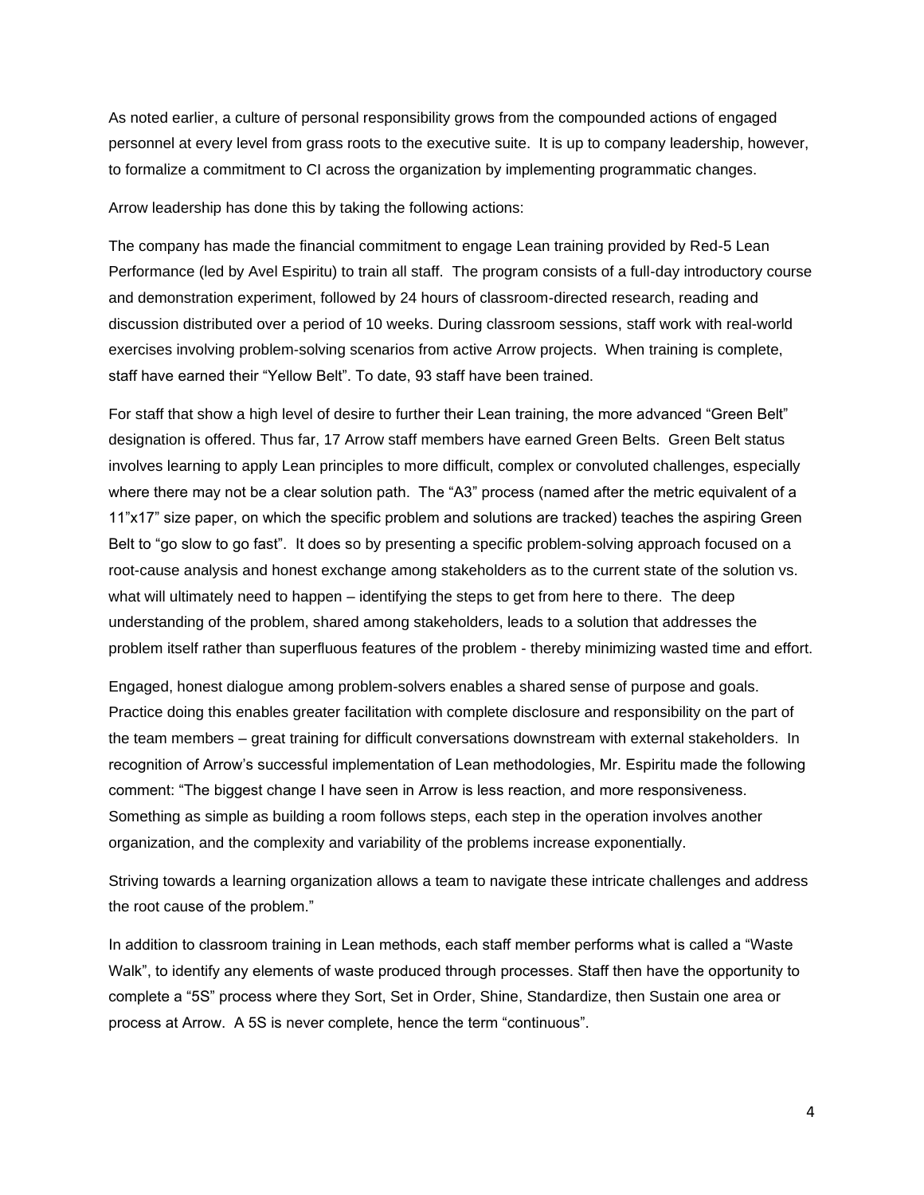As noted earlier, a culture of personal responsibility grows from the compounded actions of engaged personnel at every level from grass roots to the executive suite. It is up to company leadership, however, to formalize a commitment to CI across the organization by implementing programmatic changes.

Arrow leadership has done this by taking the following actions:

The company has made the financial commitment to engage Lean training provided by Red-5 Lean Performance (led by Avel Espiritu) to train all staff. The program consists of a full-day introductory course and demonstration experiment, followed by 24 hours of classroom-directed research, reading and discussion distributed over a period of 10 weeks. During classroom sessions, staff work with real-world exercises involving problem-solving scenarios from active Arrow projects. When training is complete, staff have earned their "Yellow Belt". To date, 93 staff have been trained.

For staff that show a high level of desire to further their Lean training, the more advanced "Green Belt" designation is offered. Thus far, 17 Arrow staff members have earned Green Belts. Green Belt status involves learning to apply Lean principles to more difficult, complex or convoluted challenges, especially where there may not be a clear solution path. The "A3" process (named after the metric equivalent of a 11"x17" size paper, on which the specific problem and solutions are tracked) teaches the aspiring Green Belt to "go slow to go fast". It does so by presenting a specific problem-solving approach focused on a root-cause analysis and honest exchange among stakeholders as to the current state of the solution vs. what will ultimately need to happen – identifying the steps to get from here to there. The deep understanding of the problem, shared among stakeholders, leads to a solution that addresses the problem itself rather than superfluous features of the problem - thereby minimizing wasted time and effort.

Engaged, honest dialogue among problem-solvers enables a shared sense of purpose and goals. Practice doing this enables greater facilitation with complete disclosure and responsibility on the part of the team members – great training for difficult conversations downstream with external stakeholders. In recognition of Arrow's successful implementation of Lean methodologies, Mr. Espiritu made the following comment: "The biggest change I have seen in Arrow is less reaction, and more responsiveness. Something as simple as building a room follows steps, each step in the operation involves another organization, and the complexity and variability of the problems increase exponentially.

Striving towards a learning organization allows a team to navigate these intricate challenges and address the root cause of the problem."

In addition to classroom training in Lean methods, each staff member performs what is called a "Waste Walk", to identify any elements of waste produced through processes. Staff then have the opportunity to complete a "5S" process where they Sort, Set in Order, Shine, Standardize, then Sustain one area or process at Arrow. A 5S is never complete, hence the term "continuous".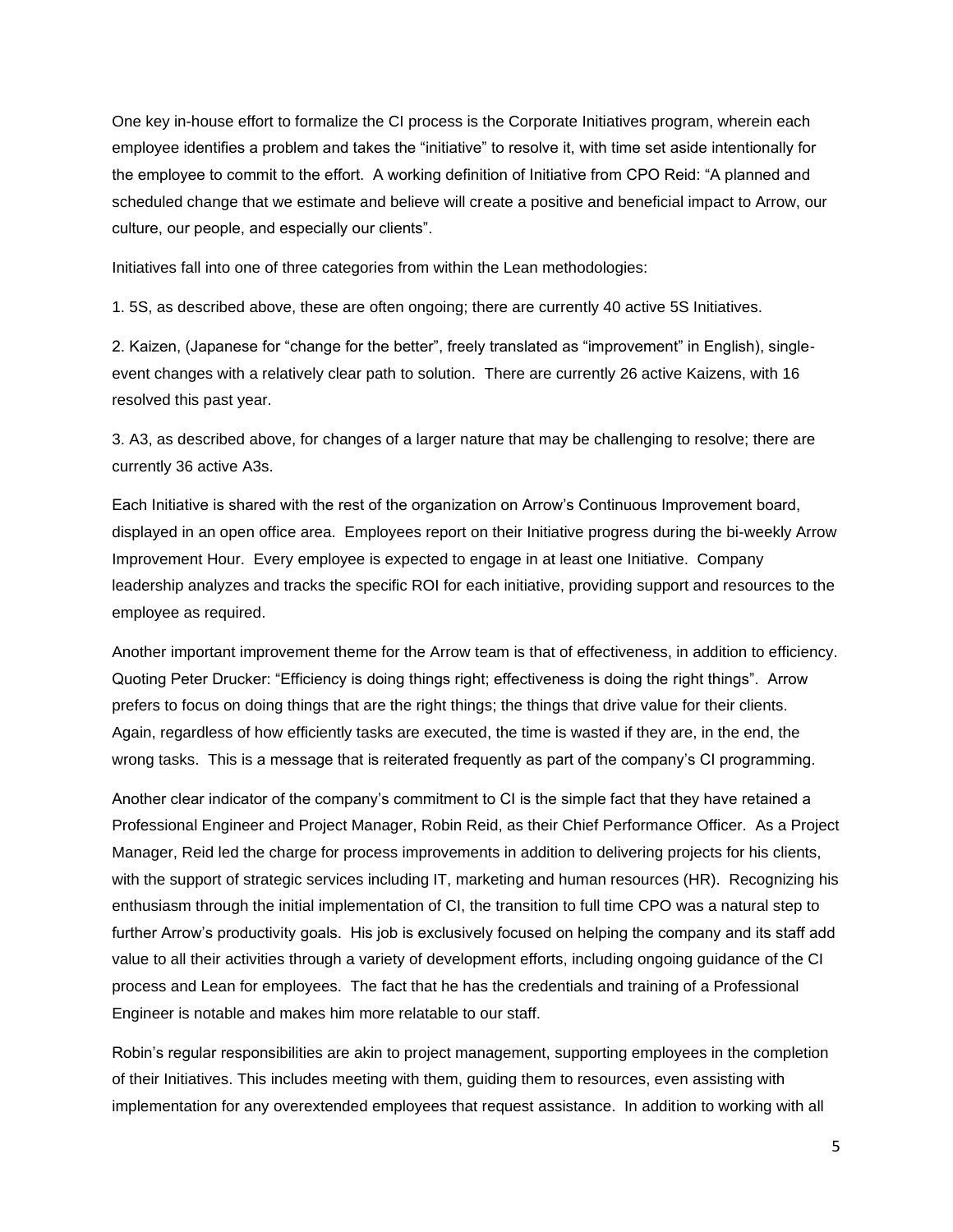One key in-house effort to formalize the CI process is the Corporate Initiatives program, wherein each employee identifies a problem and takes the "initiative" to resolve it, with time set aside intentionally for the employee to commit to the effort. A working definition of Initiative from CPO Reid: "A planned and scheduled change that we estimate and believe will create a positive and beneficial impact to Arrow, our culture, our people, and especially our clients".

Initiatives fall into one of three categories from within the Lean methodologies:

1. 5S, as described above, these are often ongoing; there are currently 40 active 5S Initiatives.

2. Kaizen, (Japanese for "change for the better", freely translated as "improvement" in English), single-event changes with a relatively clear path to solution. There are currently 26 active Kaizens, with 16 resolved this past year.

3. A3, as described above, for changes of a larger nature that may be challenging to resolve; there are currently 36 active A3s.

Each Initiative is shared with the rest of the organization on Arrow's Continuous Improvement board, displayed in an open office area. Employees report on their Initiative progress during the bi-weekly Arrow Improvement Hour. Every employee is expected to engage in at least one Initiative. Company leadership analyzes and tracks the specific ROI for each initiative, providing support and resources to the employee as required.

Another important improvement theme for the Arrow team is that of effectiveness, in addition to efficiency. Quoting Peter Drucker: "Efficiency is doing things right; effectiveness is doing the right things". Arrow prefers to focus on doing things that are the right things; the things that drive value for their clients. Again, regardless of how efficiently tasks are executed, the time is wasted if they are, in the end, the wrong tasks. This is a message that is reiterated frequently as part of the company's CI programming.

Another clear indicator of the company's commitment to CI is the simple fact that they have retained a Professional Engineer and Project Manager, Robin Reid, as their Chief Performance Officer. As a Project Manager, Reid led the charge for process improvements in addition to delivering projects for his clients, with the support of strategic services including IT, marketing and human resources (HR). Recognizing his enthusiasm through the initial implementation of CI, the transition to full time CPO was a natural step to further Arrow's productivity goals. His job is exclusively focused on helping the company and its staff add value to all their activities through a variety of development efforts, including ongoing guidance of the CI process and Lean for employees. The fact that he has the credentials and training of a Professional Engineer is notable and makes him more relatable to our staff.

Robin's regular responsibilities are akin to project management, supporting employees in the completion of their Initiatives. This includes meeting with them, guiding them to resources, even assisting with implementation for any overextended employees that request assistance. In addition to working with all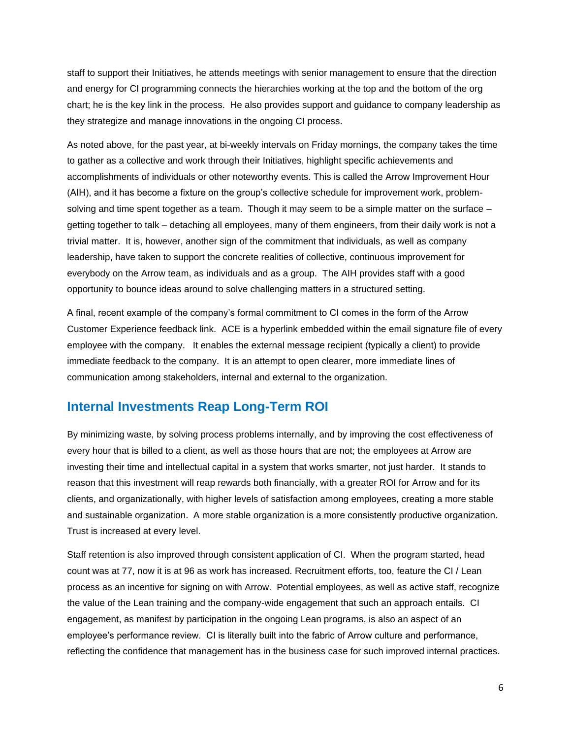staff to support their Initiatives, he attends meetings with senior management to ensure that the direction and energy for CI programming connects the hierarchies working at the top and the bottom of the org chart; he is the key link in the process. He also provides support and guidance to company leadership as they strategize and manage innovations in the ongoing CI process.

As noted above, for the past year, at bi-weekly intervals on Friday mornings, the company takes the time to gather as a collective and work through their Initiatives, highlight specific achievements and accomplishments of individuals or other noteworthy events. This is called the Arrow Improvement Hour (AIH), and it has become a fixture on the group's collective schedule for improvement work, problem-solving and time spent together as a team. Though it may seem to be a simple matter on the surface – getting together to talk – detaching all employees, many of them engineers, from their daily work is not a trivial matter. It is, however, another sign of the commitment that individuals, as well as company leadership, have taken to support the concrete realities of collective, continuous improvement for everybody on the Arrow team, as individuals and as a group. The AIH provides staff with a good opportunity to bounce ideas around to solve challenging matters in a structured setting.

A final, recent example of the company's formal commitment to CI comes in the form of the Arrow Customer Experience feedback link. ACE is a hyperlink embedded within the email signature file of every employee with the company. It enables the external message recipient (typically a client) to provide immediate feedback to the company. It is an attempt to open clearer, more immediate lines of communication among stakeholders, internal and external to the organization.

## Internal Investments Reap Long-Term ROI

By minimizing waste, by solving process problems internally, and by improving the cost effectiveness of every hour that is billed to a client, as well as those hours that are not; the employees at Arrow are investing their time and intellectual capital in a system that works smarter, not just harder. It stands to reason that this investment will reap rewards both financially, with a greater ROI for Arrow and for its clients, and organizationally, with higher levels of satisfaction among employees, creating a more stable and sustainable organization. A more stable organization is a more consistently productive organization. Trust is increased at every level.

Staff retention is also improved through consistent application of CI. When the program started, head count was at 77, now it is at 96 as work has increased. Recruitment efforts, too, feature the CI / Lean process as an incentive for signing on with Arrow. Potential employees, as well as active staff, recognize the value of the Lean training and the company-wide engagement that such an approach entails. CI engagement, as manifest by participation in the ongoing Lean programs, is also an aspect of an employee's performance review. CI is literally built into the fabric of Arrow culture and performance, reflecting the confidence that management has in the business case for such improved internal practices.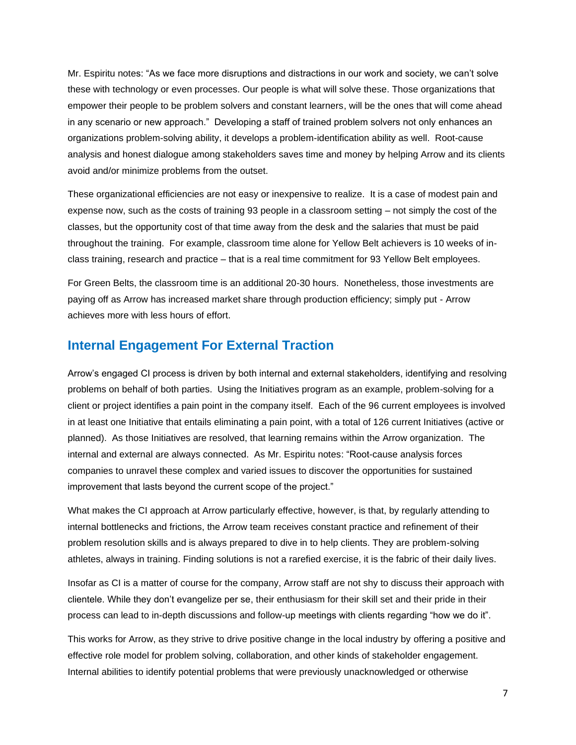Mr. Espiritu notes: "As we face more disruptions and distractions in our work and society, we can't solve these with technology or even processes. Our people is what will solve these. Those organizations that empower their people to be problem solvers and constant learners, will be the ones that will come ahead in any scenario or new approach." Developing a staff of trained problem solvers not only enhances an organizations problem-solving ability, it develops a problem-identification ability as well. Root-cause analysis and honest dialogue among stakeholders saves time and money by helping Arrow and its clients avoid and/or minimize problems from the outset.

These organizational efficiencies are not easy or inexpensive to realize. It is a case of modest pain and expense now, such as the costs of training 93 people in a classroom setting – not simply the cost of the classes, but the opportunity cost of that time away from the desk and the salaries that must be paid throughout the training. For example, classroom time alone for Yellow Belt achievers is 10 weeks of in-class training, research and practice – that is a real time commitment for 93 Yellow Belt employees.

For Green Belts, the classroom time is an additional 20-30 hours. Nonetheless, those investments are paying off as Arrow has increased market share through production efficiency; simply put - Arrow achieves more with less hours of effort.

## Internal Engagement For External Traction

Arrow's engaged CI process is driven by both internal and external stakeholders, identifying and resolving problems on behalf of both parties. Using the Initiatives program as an example, problem-solving for a client or project identifies a pain point in the company itself. Each of the 96 current employees is involved in at least one Initiative that entails eliminating a pain point, with a total of 126 current Initiatives (active or planned). As those Initiatives are resolved, that learning remains within the Arrow organization. The internal and external are always connected. As Mr. Espiritu notes: "Root-cause analysis forces companies to unravel these complex and varied issues to discover the opportunities for sustained improvement that lasts beyond the current scope of the project."

What makes the CI approach at Arrow particularly effective, however, is that, by regularly attending to internal bottlenecks and frictions, the Arrow team receives constant practice and refinement of their problem resolution skills and is always prepared to dive in to help clients. They are problem-solving athletes, always in training. Finding solutions is not a rarefied exercise, it is the fabric of their daily lives.

Insofar as CI is a matter of course for the company, Arrow staff are not shy to discuss their approach with clientele. While they don't evangelize per se, their enthusiasm for their skill set and their pride in their process can lead to in-depth discussions and follow-up meetings with clients regarding "how we do it".

This works for Arrow, as they strive to drive positive change in the local industry by offering a positive and effective role model for problem solving, collaboration, and other kinds of stakeholder engagement. Internal abilities to identify potential problems that were previously unacknowledged or otherwise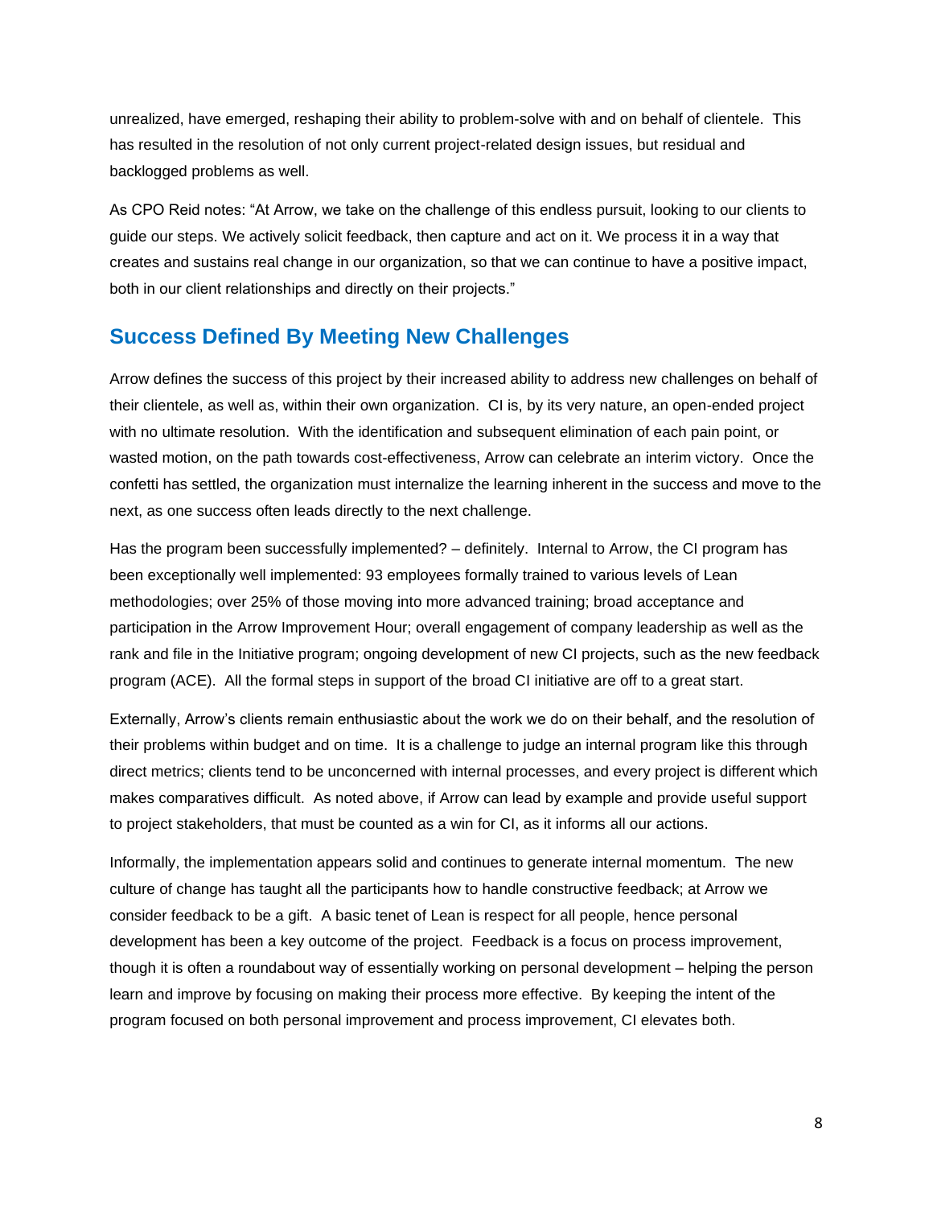unrealized, have emerged, reshaping their ability to problem-solve with and on behalf of clientele. This has resulted in the resolution of not only current project-related design issues, but residual and backlogged problems as well.

As CPO Reid notes: "At Arrow, we take on the challenge of this endless pursuit, looking to our clients to guide our steps. We actively solicit feedback, then capture and act on it. We process it in a way that creates and sustains real change in our organization, so that we can continue to have a positive impact, both in our client relationships and directly on their projects."

## Success Defined By Meeting New Challenges

Arrow defines the success of this project by their increased ability to address new challenges on behalf of their clientele, as well as, within their own organization. CI is, by its very nature, an open-ended project with no ultimate resolution. With the identification and subsequent elimination of each pain point, or wasted motion, on the path towards cost-effectiveness, Arrow can celebrate an interim victory. Once the confetti has settled, the organization must internalize the learning inherent in the success and move to the next, as one success often leads directly to the next challenge.

Has the program been successfully implemented? – definitely. Internal to Arrow, the CI program has been exceptionally well implemented: 93 employees formally trained to various levels of Lean methodologies; over 25% of those moving into more advanced training; broad acceptance and participation in the Arrow Improvement Hour; overall engagement of company leadership as well as the rank and file in the Initiative program; ongoing development of new CI projects, such as the new feedback program (ACE). All the formal steps in support of the broad CI initiative are off to a great start.

Externally, Arrow's clients remain enthusiastic about the work we do on their behalf, and the resolution of their problems within budget and on time. It is a challenge to judge an internal program like this through direct metrics; clients tend to be unconcerned with internal processes, and every project is different which makes comparatives difficult. As noted above, if Arrow can lead by example and provide useful support to project stakeholders, that must be counted as a win for CI, as it informs all our actions.

Informally, the implementation appears solid and continues to generate internal momentum. The new culture of change has taught all the participants how to handle constructive feedback; at Arrow we consider feedback to be a gift. A basic tenet of Lean is respect for all people, hence personal development has been a key outcome of the project. Feedback is a focus on process improvement, though it is often a roundabout way of essentially working on personal development – helping the person learn and improve by focusing on making their process more effective. By keeping the intent of the program focused on both personal improvement and process improvement, CI elevates both.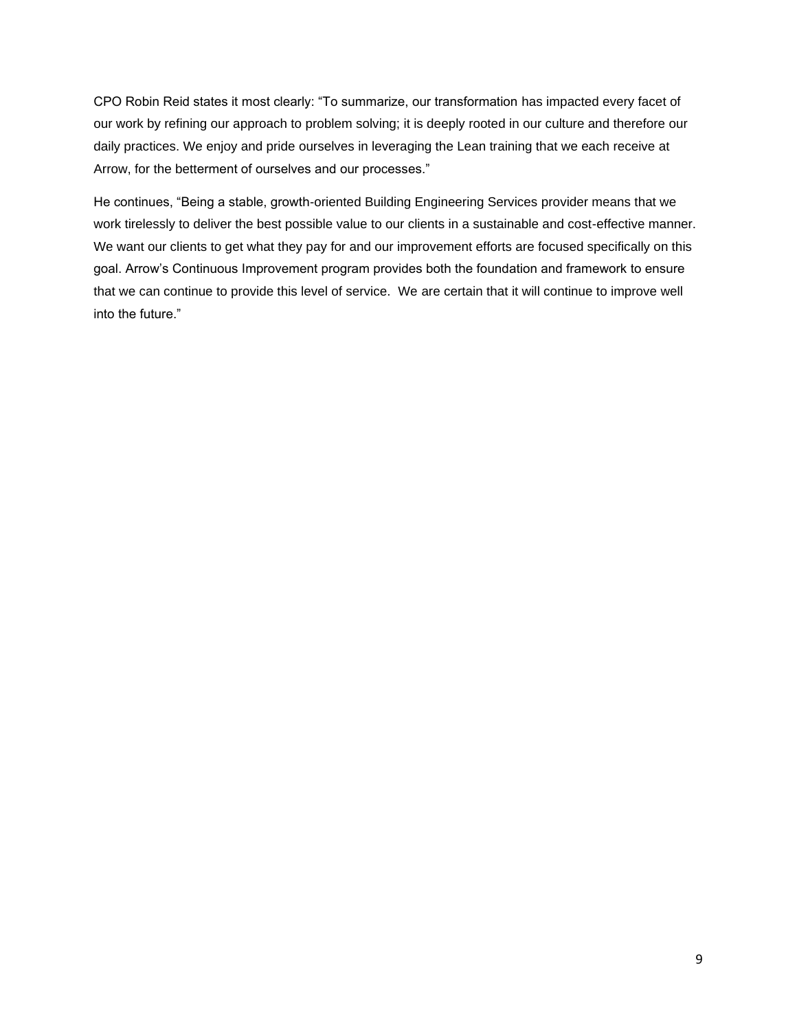CPO Robin Reid states it most clearly: "To summarize, our transformation has impacted every facet of our work by refining our approach to problem solving; it is deeply rooted in our culture and therefore our daily practices. We enjoy and pride ourselves in leveraging the Lean training that we each receive at Arrow, for the betterment of ourselves and our processes."

He continues, "Being a stable, growth-oriented Building Engineering Services provider means that we work tirelessly to deliver the best possible value to our clients in a sustainable and cost-effective manner. We want our clients to get what they pay for and our improvement efforts are focused specifically on this goal. Arrow's Continuous Improvement program provides both the foundation and framework to ensure that we can continue to provide this level of service. We are certain that it will continue to improve well into the future."